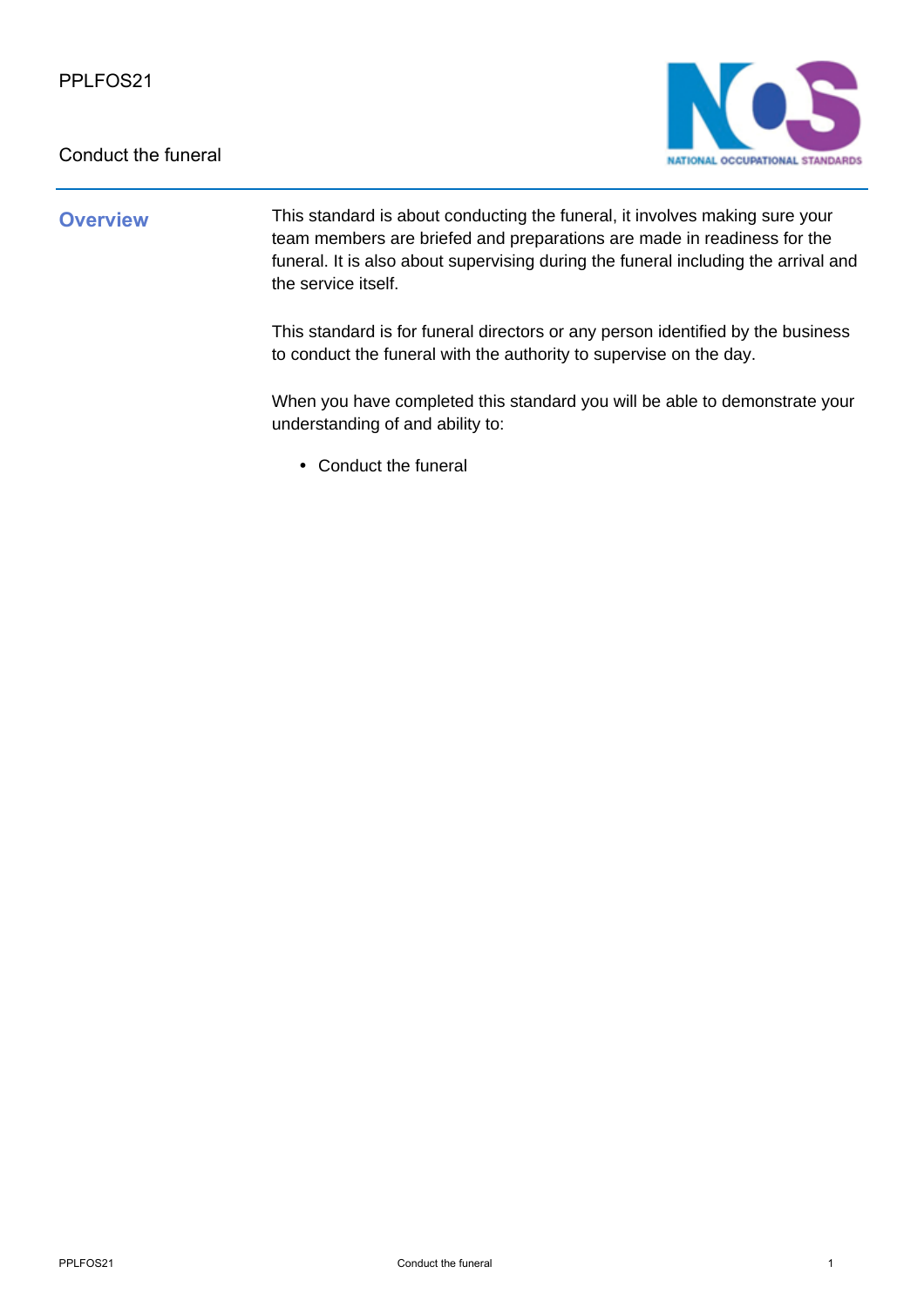PPLFOS21

Conduct the funeral

## Overview

This standard is about conducting the funeral, it involves making sure your team members are briefed and preparations are made in readiness for the funeral. It is also about supervising during the funeral including the arrival and the service itself.

This standard is for funeral directors or any person identified by the business to conduct the funeral with the authority to supervise on the day.

When you have completed this standard you will be able to demonstrate your understanding of and ability to:

- Conduct the funeral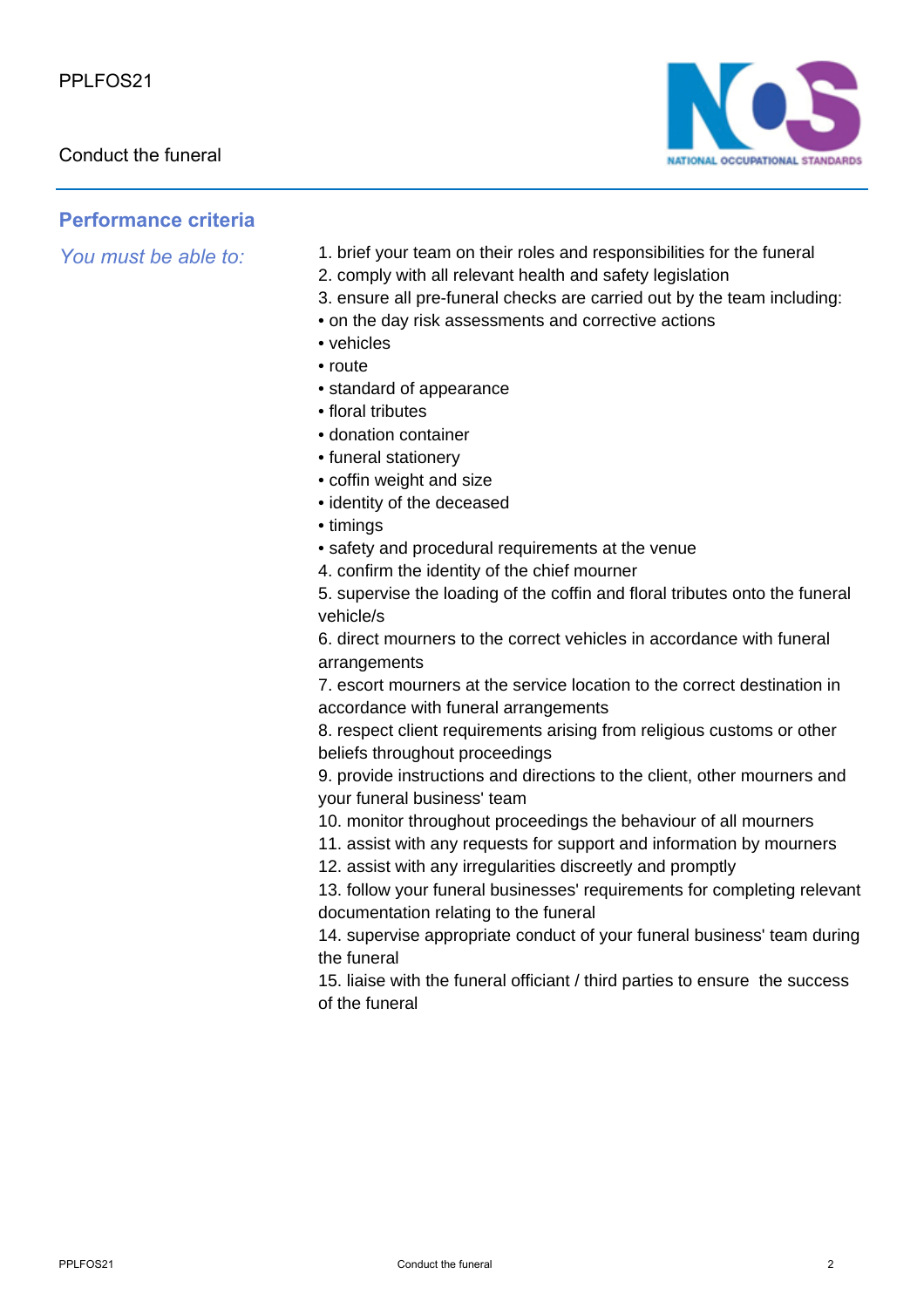## Performance criteria

*You must be able to:*

1. brief your team on their roles and responsibilities for the funeral
2. comply with all relevant health and safety legislation
3. ensure all pre-funeral checks are carried out by the team including:
   - on the day risk assessments and corrective actions
   - vehicles
   - route
   - standard of appearance
   - floral tributes
   - donation container
   - funeral stationery
   - coffin weight and size
   - identity of the deceased
   - timings
   - safety and procedural requirements at the venue
4. confirm the identity of the chief mourner
5. supervise the loading of the coffin and floral tributes onto the funeral vehicle/s
6. direct mourners to the correct vehicles in accordance with funeral arrangements
7. escort mourners at the service location to the correct destination in accordance with funeral arrangements
8. respect client requirements arising from religious customs or other beliefs throughout proceedings
9. provide instructions and directions to the client, other mourners and your funeral business' team
10. monitor throughout proceedings the behaviour of all mourners
11. assist with any requests for support and information by mourners
12. assist with any irregularities discreetly and promptly
13. follow your funeral businesses' requirements for completing relevant documentation relating to the funeral
14. supervise appropriate conduct of your funeral business' team during the funeral
15. liaise with the funeral officiant / third parties to ensure the success of the funeral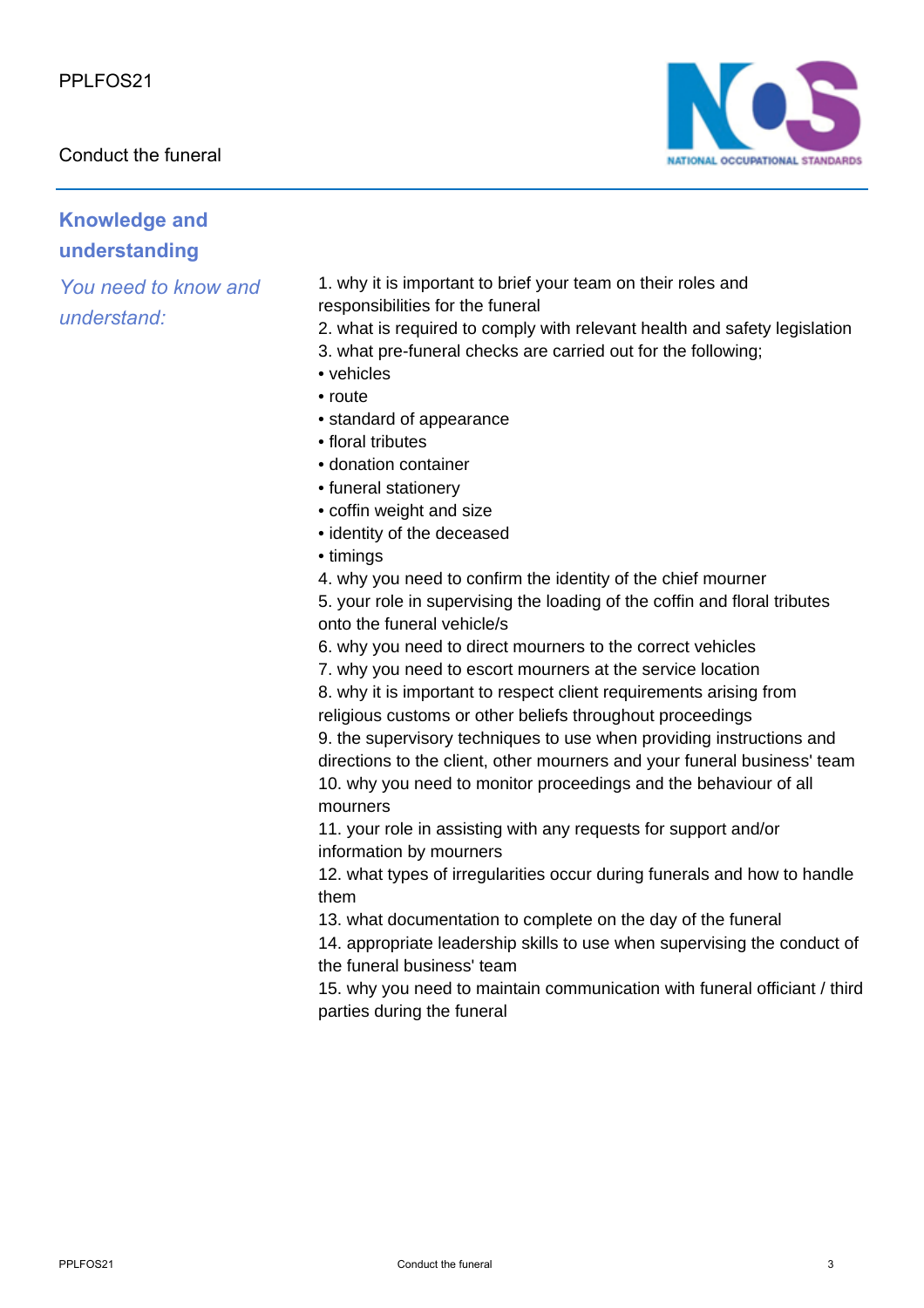## Knowledge and understanding

*You need to know and understand:*

1. why it is important to brief your team on their roles and responsibilities for the funeral
2. what is required to comply with relevant health and safety legislation
3. what pre-funeral checks are carried out for the following;
   - vehicles
   - route
   - standard of appearance
   - floral tributes
   - donation container
   - funeral stationery
   - coffin weight and size
   - identity of the deceased
   - timings
4. why you need to confirm the identity of the chief mourner
5. your role in supervising the loading of the coffin and floral tributes onto the funeral vehicle/s
6. why you need to direct mourners to the correct vehicles
7. why you need to escort mourners at the service location
8. why it is important to respect client requirements arising from religious customs or other beliefs throughout proceedings
9. the supervisory techniques to use when providing instructions and directions to the client, other mourners and your funeral business' team
10. why you need to monitor proceedings and the behaviour of all mourners
11. your role in assisting with any requests for support and/or information by mourners
12. what types of irregularities occur during funerals and how to handle them
13. what documentation to complete on the day of the funeral
14. appropriate leadership skills to use when supervising the conduct of the funeral business' team
15. why you need to maintain communication with funeral officiant / third parties during the funeral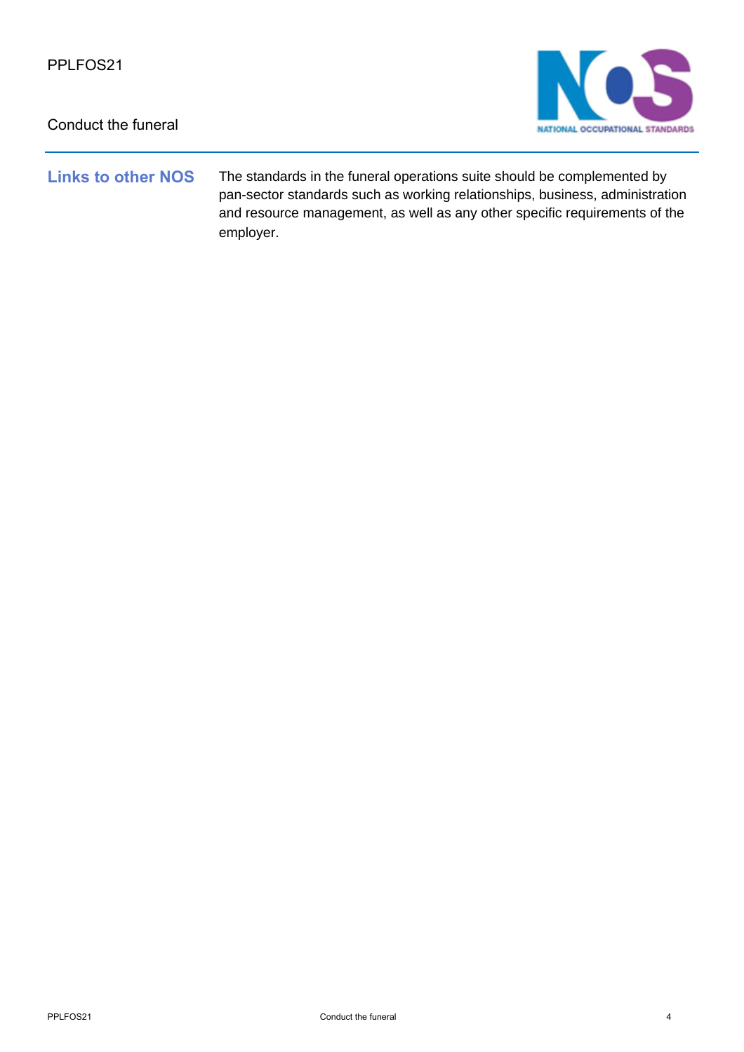## Links to other NOS

The standards in the funeral operations suite should be complemented by pan-sector standards such as working relationships, business, administration and resource management, as well as any other specific requirements of the employer.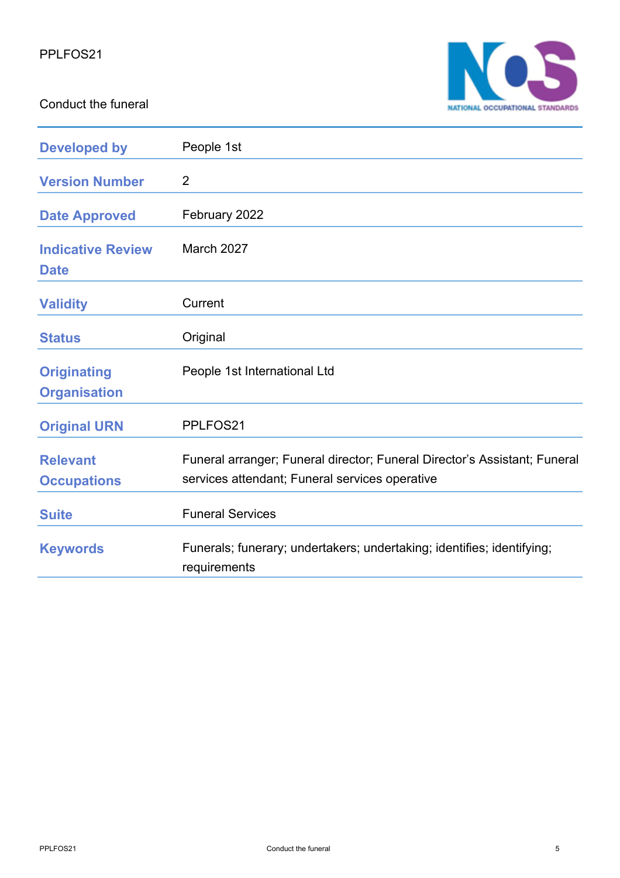PPLFOS21

Conduct the funeral

| | |
|---|---|
| **Developed by** | People 1st |
| **Version Number** | 2 |
| **Date Approved** | February 2022 |
| **Indicative Review Date** | March 2027 |
| **Validity** | Current |
| **Status** | Original |
| **Originating Organisation** | People 1st International Ltd |
| **Original URN** | PPLFOS21 |
| **Relevant Occupations** | Funeral arranger; Funeral director; Funeral Director's Assistant; Funeral services attendant; Funeral services operative |
| **Suite** | Funeral Services |
| **Keywords** | Funerals; funerary; undertakers; undertaking; identifies; identifying; requirements |